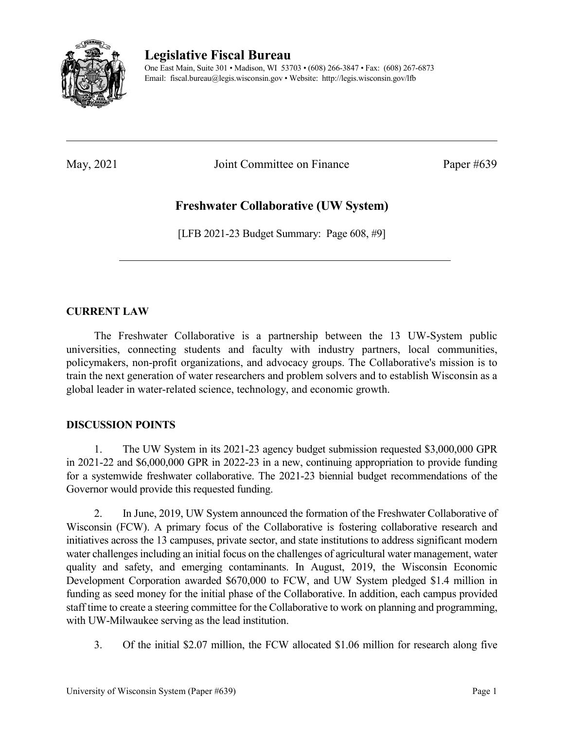# Legislative Fiscal Bureau

One East Main, Suite 301 • Madison, WI 53703 • (608) 266-3847 • Fax: (608) 267-6873
Email: fiscal.bureau@legis.wisconsin.gov • Website: http://legis.wisconsin.gov/lfb

---

May, 2021 Joint Committee on Finance Paper #639

## Freshwater Collaborative (UW System)

[LFB 2021-23 Budget Summary: Page 608, #9]

---

### CURRENT LAW

The Freshwater Collaborative is a partnership between the 13 UW-System public universities, connecting students and faculty with industry partners, local communities, policymakers, non-profit organizations, and advocacy groups. The Collaborative's mission is to train the next generation of water researchers and problem solvers and to establish Wisconsin as a global leader in water-related science, technology, and economic growth.

### DISCUSSION POINTS

1. The UW System in its 2021-23 agency budget submission requested $3,000,000 GPR in 2021-22 and $6,000,000 GPR in 2022-23 in a new, continuing appropriation to provide funding for a systemwide freshwater collaborative. The 2021-23 biennial budget recommendations of the Governor would provide this requested funding.

2. In June, 2019, UW System announced the formation of the Freshwater Collaborative of Wisconsin (FCW). A primary focus of the Collaborative is fostering collaborative research and initiatives across the 13 campuses, private sector, and state institutions to address significant modern water challenges including an initial focus on the challenges of agricultural water management, water quality and safety, and emerging contaminants. In August, 2019, the Wisconsin Economic Development Corporation awarded $670,000 to FCW, and UW System pledged $1.4 million in funding as seed money for the initial phase of the Collaborative. In addition, each campus provided staff time to create a steering committee for the Collaborative to work on planning and programming, with UW-Milwaukee serving as the lead institution.

3. Of the initial $2.07 million, the FCW allocated $1.06 million for research along five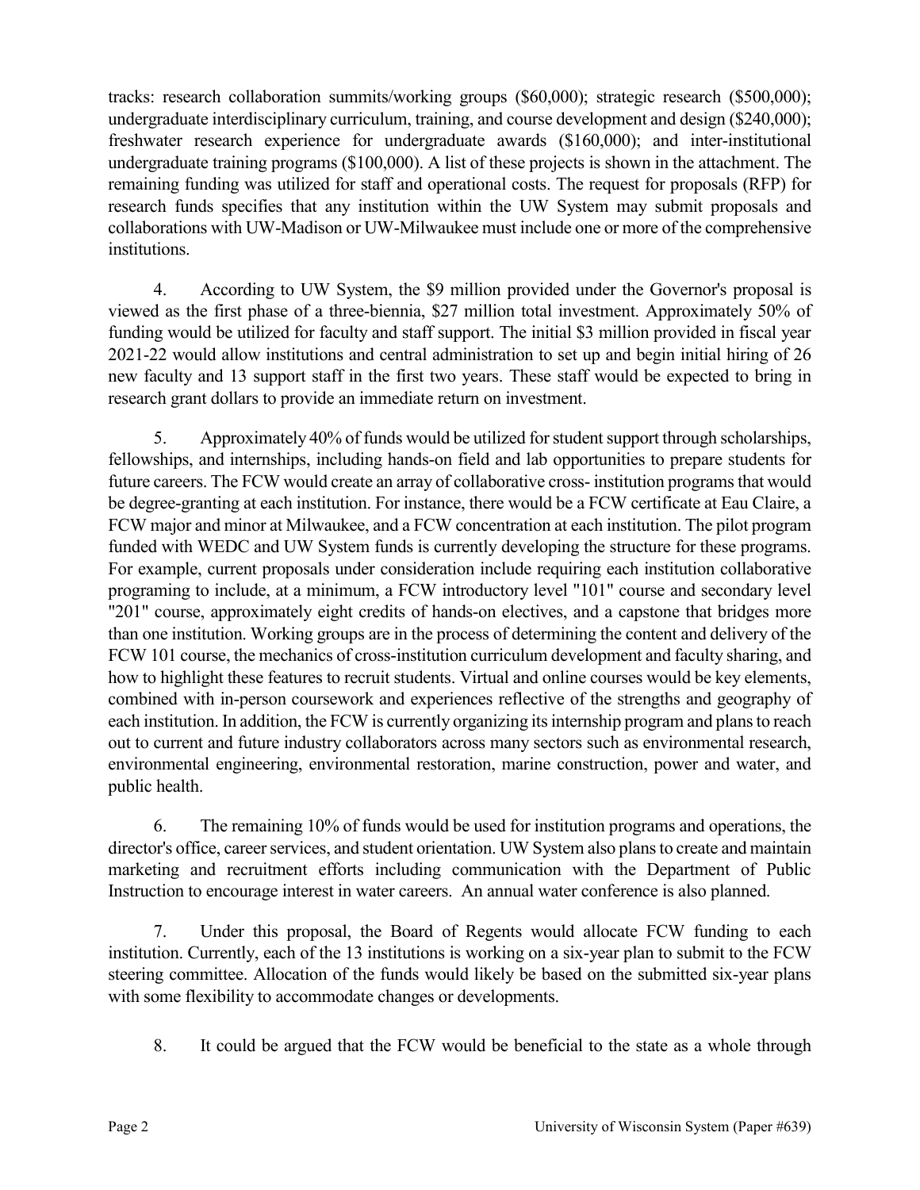tracks: research collaboration summits/working groups ($60,000); strategic research ($500,000); undergraduate interdisciplinary curriculum, training, and course development and design ($240,000); freshwater research experience for undergraduate awards ($160,000); and inter-institutional undergraduate training programs ($100,000). A list of these projects is shown in the attachment. The remaining funding was utilized for staff and operational costs. The request for proposals (RFP) for research funds specifies that any institution within the UW System may submit proposals and collaborations with UW-Madison or UW-Milwaukee must include one or more of the comprehensive institutions.

4. According to UW System, the $9 million provided under the Governor's proposal is viewed as the first phase of a three-biennia, $27 million total investment. Approximately 50% of funding would be utilized for faculty and staff support. The initial $3 million provided in fiscal year 2021-22 would allow institutions and central administration to set up and begin initial hiring of 26 new faculty and 13 support staff in the first two years. These staff would be expected to bring in research grant dollars to provide an immediate return on investment.

5. Approximately 40% of funds would be utilized for student support through scholarships, fellowships, and internships, including hands-on field and lab opportunities to prepare students for future careers. The FCW would create an array of collaborative cross- institution programs that would be degree-granting at each institution. For instance, there would be a FCW certificate at Eau Claire, a FCW major and minor at Milwaukee, and a FCW concentration at each institution. The pilot program funded with WEDC and UW System funds is currently developing the structure for these programs. For example, current proposals under consideration include requiring each institution collaborative programing to include, at a minimum, a FCW introductory level "101" course and secondary level "201" course, approximately eight credits of hands-on electives, and a capstone that bridges more than one institution. Working groups are in the process of determining the content and delivery of the FCW 101 course, the mechanics of cross-institution curriculum development and faculty sharing, and how to highlight these features to recruit students. Virtual and online courses would be key elements, combined with in-person coursework and experiences reflective of the strengths and geography of each institution. In addition, the FCW is currently organizing its internship program and plans to reach out to current and future industry collaborators across many sectors such as environmental research, environmental engineering, environmental restoration, marine construction, power and water, and public health.

6. The remaining 10% of funds would be used for institution programs and operations, the director's office, career services, and student orientation. UW System also plans to create and maintain marketing and recruitment efforts including communication with the Department of Public Instruction to encourage interest in water careers. An annual water conference is also planned.

7. Under this proposal, the Board of Regents would allocate FCW funding to each institution. Currently, each of the 13 institutions is working on a six-year plan to submit to the FCW steering committee. Allocation of the funds would likely be based on the submitted six-year plans with some flexibility to accommodate changes or developments.

8. It could be argued that the FCW would be beneficial to the state as a whole through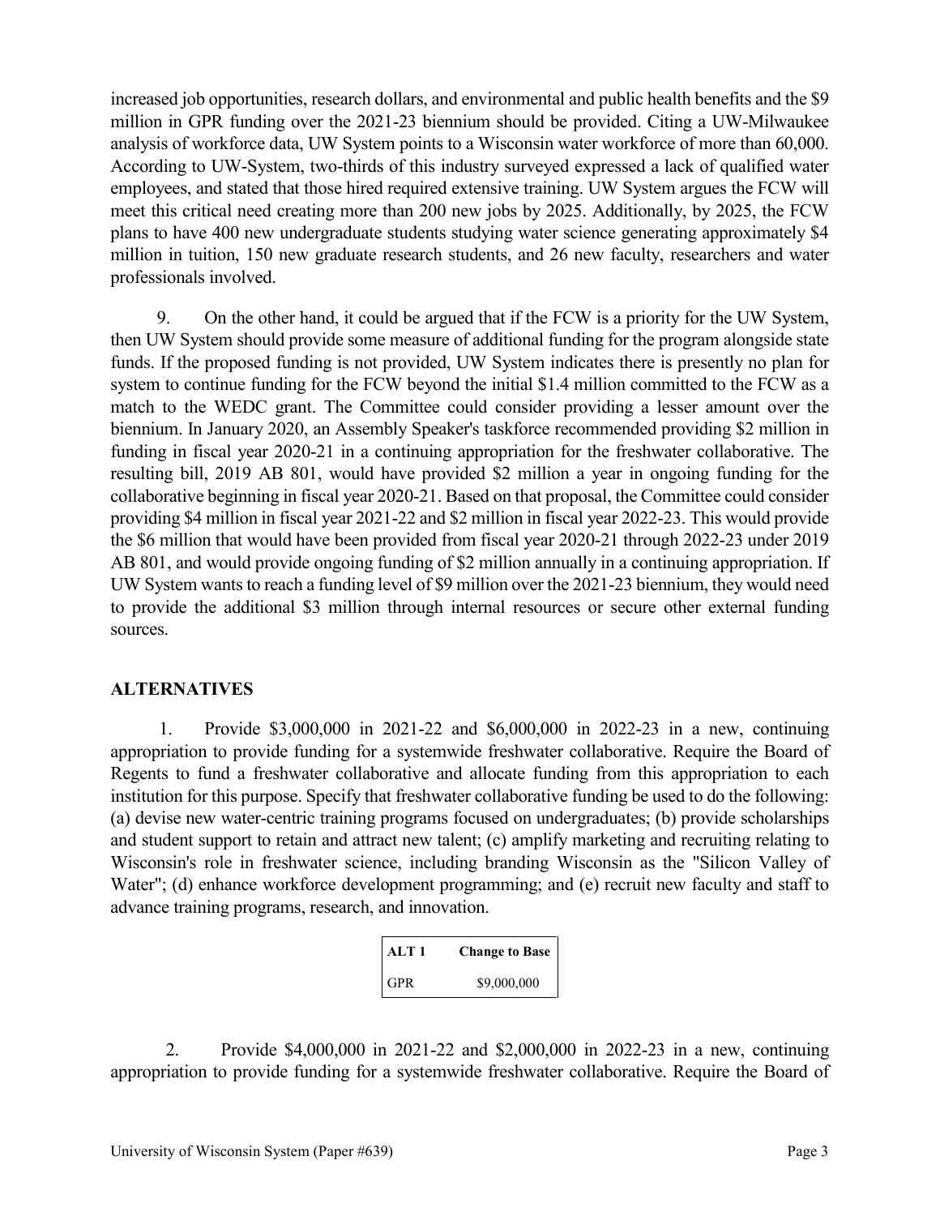increased job opportunities, research dollars, and environmental and public health benefits and the $9 million in GPR funding over the 2021-23 biennium should be provided. Citing a UW-Milwaukee analysis of workforce data, UW System points to a Wisconsin water workforce of more than 60,000. According to UW-System, two-thirds of this industry surveyed expressed a lack of qualified water employees, and stated that those hired required extensive training. UW System argues the FCW will meet this critical need creating more than 200 new jobs by 2025. Additionally, by 2025, the FCW plans to have 400 new undergraduate students studying water science generating approximately $4 million in tuition, 150 new graduate research students, and 26 new faculty, researchers and water professionals involved.

9. On the other hand, it could be argued that if the FCW is a priority for the UW System, then UW System should provide some measure of additional funding for the program alongside state funds. If the proposed funding is not provided, UW System indicates there is presently no plan for system to continue funding for the FCW beyond the initial $1.4 million committed to the FCW as a match to the WEDC grant. The Committee could consider providing a lesser amount over the biennium. In January 2020, an Assembly Speaker's taskforce recommended providing $2 million in funding in fiscal year 2020-21 in a continuing appropriation for the freshwater collaborative. The resulting bill, 2019 AB 801, would have provided $2 million a year in ongoing funding for the collaborative beginning in fiscal year 2020-21. Based on that proposal, the Committee could consider providing $4 million in fiscal year 2021-22 and $2 million in fiscal year 2022-23. This would provide the $6 million that would have been provided from fiscal year 2020-21 through 2022-23 under 2019 AB 801, and would provide ongoing funding of $2 million annually in a continuing appropriation. If UW System wants to reach a funding level of $9 million over the 2021-23 biennium, they would need to provide the additional $3 million through internal resources or secure other external funding sources.

**ALTERNATIVES**

1. Provide $3,000,000 in 2021-22 and $6,000,000 in 2022-23 in a new, continuing appropriation to provide funding for a systemwide freshwater collaborative. Require the Board of Regents to fund a freshwater collaborative and allocate funding from this appropriation to each institution for this purpose. Specify that freshwater collaborative funding be used to do the following: (a) devise new water-centric training programs focused on undergraduates; (b) provide scholarships and student support to retain and attract new talent; (c) amplify marketing and recruiting relating to Wisconsin's role in freshwater science, including branding Wisconsin as the "Silicon Valley of Water"; (d) enhance workforce development programming; and (e) recruit new faculty and staff to advance training programs, research, and innovation.

| ALT 1 | Change to Base |
|---|---|
| GPR | $9,000,000 |

2. Provide $4,000,000 in 2021-22 and $2,000,000 in 2022-23 in a new, continuing appropriation to provide funding for a systemwide freshwater collaborative. Require the Board of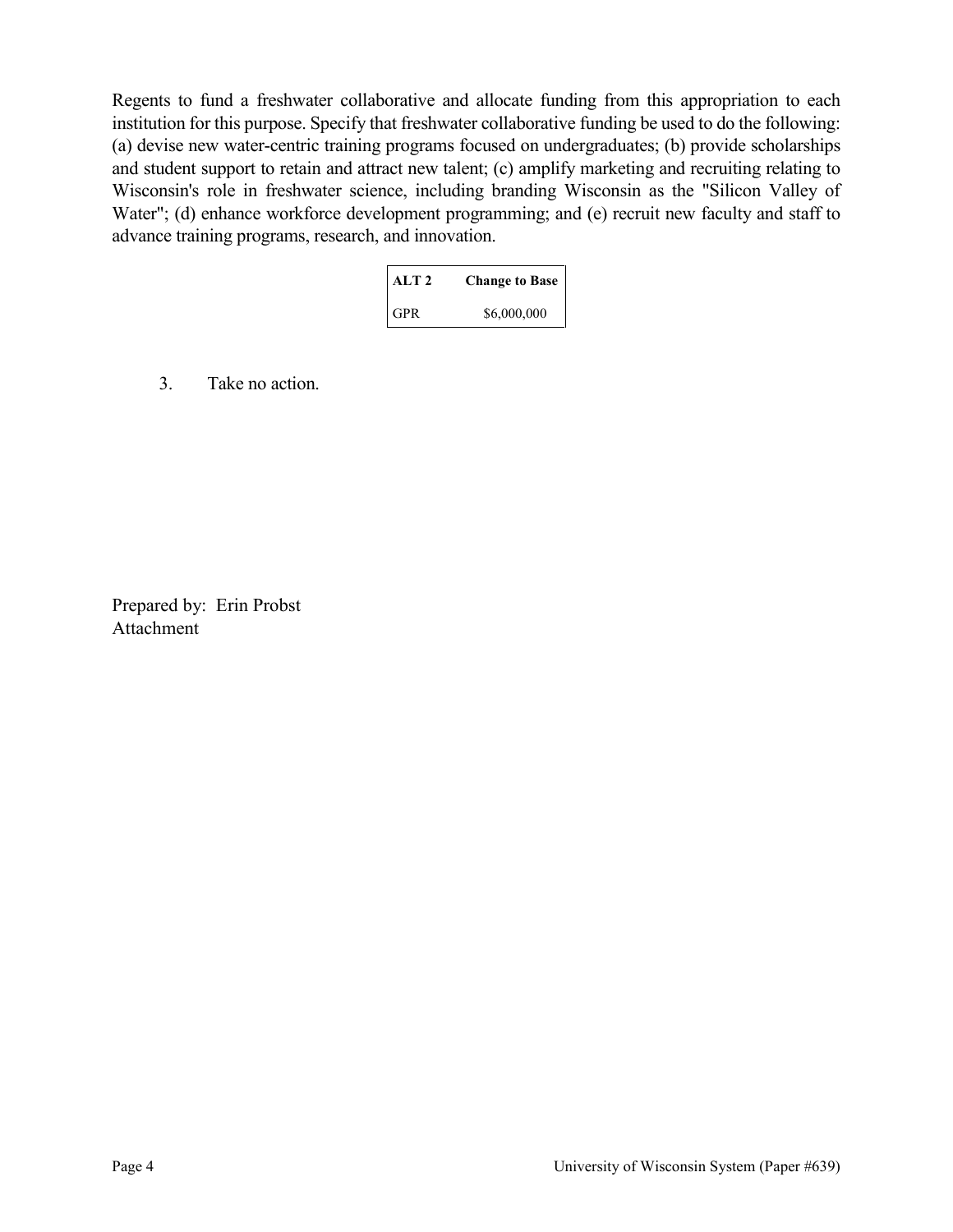Regents to fund a freshwater collaborative and allocate funding from this appropriation to each institution for this purpose. Specify that freshwater collaborative funding be used to do the following: (a) devise new water-centric training programs focused on undergraduates; (b) provide scholarships and student support to retain and attract new talent; (c) amplify marketing and recruiting relating to Wisconsin's role in freshwater science, including branding Wisconsin as the "Silicon Valley of Water"; (d) enhance workforce development programming; and (e) recruit new faculty and staff to advance training programs, research, and innovation.

| ALT 2 | Change to Base |
|---|---|
| GPR | $6,000,000 |

3. Take no action.

Prepared by: Erin Probst
Attachment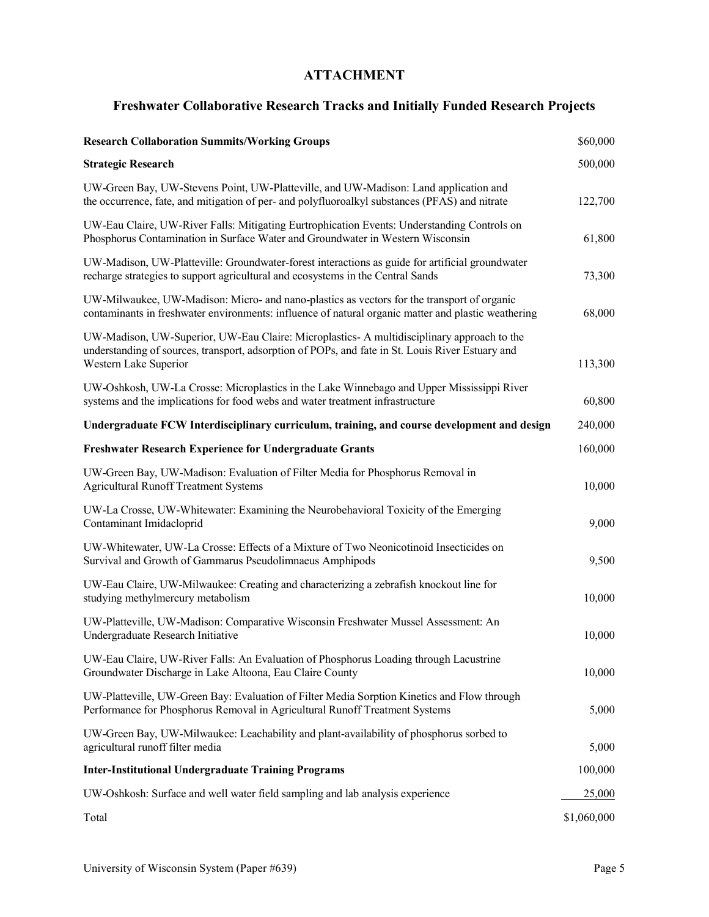# ATTACHMENT

## Freshwater Collaborative Research Tracks and Initially Funded Research Projects

| | |
|---|---|
| **Research Collaboration Summits/Working Groups** | $60,000 |
| **Strategic Research** | 500,000 |
| UW-Green Bay, UW-Stevens Point, UW-Platteville, and UW-Madison: Land application and the occurrence, fate, and mitigation of per- and polyfluoroalkyl substances (PFAS) and nitrate | 122,700 |
| UW-Eau Claire, UW-River Falls: Mitigating Eurtrophication Events: Understanding Controls on Phosphorus Contamination in Surface Water and Groundwater in Western Wisconsin | 61,800 |
| UW-Madison, UW-Platteville: Groundwater-forest interactions as guide for artificial groundwater recharge strategies to support agricultural and ecosystems in the Central Sands | 73,300 |
| UW-Milwaukee, UW-Madison: Micro- and nano-plastics as vectors for the transport of organic contaminants in freshwater environments: influence of natural organic matter and plastic weathering | 68,000 |
| UW-Madison, UW-Superior, UW-Eau Claire: Microplastics- A multidisciplinary approach to the understanding of sources, transport, adsorption of POPs, and fate in St. Louis River Estuary and Western Lake Superior | 113,300 |
| UW-Oshkosh, UW-La Crosse: Microplastics in the Lake Winnebago and Upper Mississippi River systems and the implications for food webs and water treatment infrastructure | 60,800 |
| **Undergraduate FCW Interdisciplinary curriculum, training, and course development and design** | 240,000 |
| **Freshwater Research Experience for Undergraduate Grants** | 160,000 |
| UW-Green Bay, UW-Madison: Evaluation of Filter Media for Phosphorus Removal in Agricultural Runoff Treatment Systems | 10,000 |
| UW-La Crosse, UW-Whitewater: Examining the Neurobehavioral Toxicity of the Emerging Contaminant Imidacloprid | 9,000 |
| UW-Whitewater, UW-La Crosse: Effects of a Mixture of Two Neonicotinoid Insecticides on Survival and Growth of Gammarus Pseudolimnaeus Amphipods | 9,500 |
| UW-Eau Claire, UW-Milwaukee: Creating and characterizing a zebrafish knockout line for studying methylmercury metabolism | 10,000 |
| UW-Platteville, UW-Madison: Comparative Wisconsin Freshwater Mussel Assessment: An Undergraduate Research Initiative | 10,000 |
| UW-Eau Claire, UW-River Falls: An Evaluation of Phosphorus Loading through Lacustrine Groundwater Discharge in Lake Altoona, Eau Claire County | 10,000 |
| UW-Platteville, UW-Green Bay: Evaluation of Filter Media Sorption Kinetics and Flow through Performance for Phosphorus Removal in Agricultural Runoff Treatment Systems | 5,000 |
| UW-Green Bay, UW-Milwaukee: Leachability and plant-availability of phosphorus sorbed to agricultural runoff filter media | 5,000 |
| **Inter-Institutional Undergraduate Training Programs** | 100,000 |
| UW-Oshkosh: Surface and well water field sampling and lab analysis experience | 25,000 |
| Total | $1,060,000 |